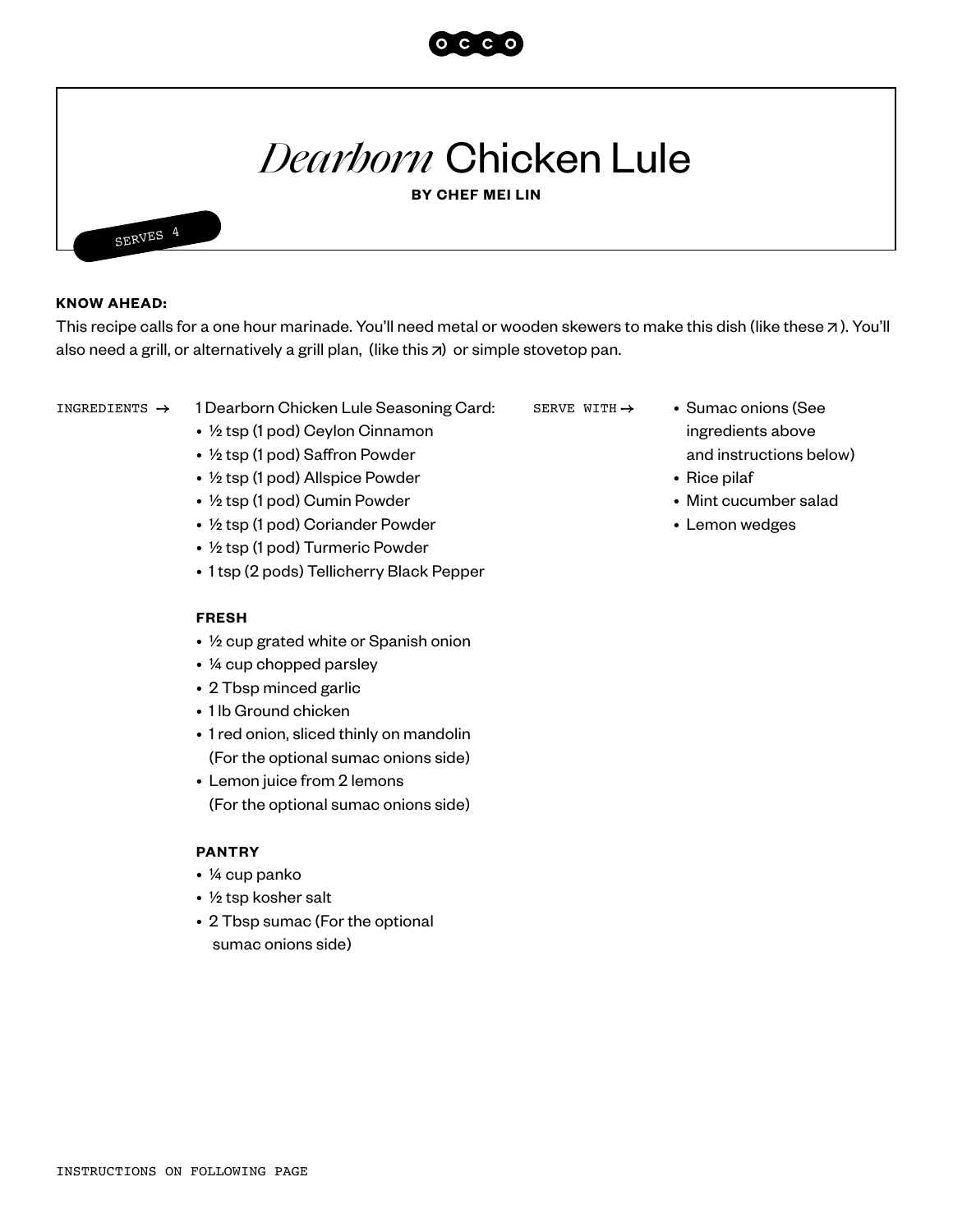# *Dearborn* Chicken Lule

**BY CHEF MEI LIN**

SERVES 4

**KNOW AHEAD:**

This recipe calls for a one hour marinade. You'll need metal or wooden skewers to make this dish (like these ↗). You'll also need a grill, or alternatively a grill plan, (like this ↗) or simple stovetop pan.

INGREDIENTS →

1 Dearborn Chicken Lule Seasoning Card:

- ½ tsp (1 pod) Ceylon Cinnamon
- ½ tsp (1 pod) Saffron Powder
- ½ tsp (1 pod) Allspice Powder
- ½ tsp (1 pod) Cumin Powder
- ½ tsp (1 pod) Coriander Powder
- ½ tsp (1 pod) Turmeric Powder
- 1 tsp (2 pods) Tellicherry Black Pepper

**FRESH**

- ½ cup grated white or Spanish onion
- ¼ cup chopped parsley
- 2 Tbsp minced garlic
- 1 lb Ground chicken
- 1 red onion, sliced thinly on mandolin (For the optional sumac onions side)
- Lemon juice from 2 lemons (For the optional sumac onions side)

**PANTRY**

- ¼ cup panko
- ½ tsp kosher salt
- 2 Tbsp sumac (For the optional sumac onions side)

SERVE WITH →

- Sumac onions (See ingredients above and instructions below)
- Rice pilaf
- Mint cucumber salad
- Lemon wedges

INSTRUCTIONS ON FOLLOWING PAGE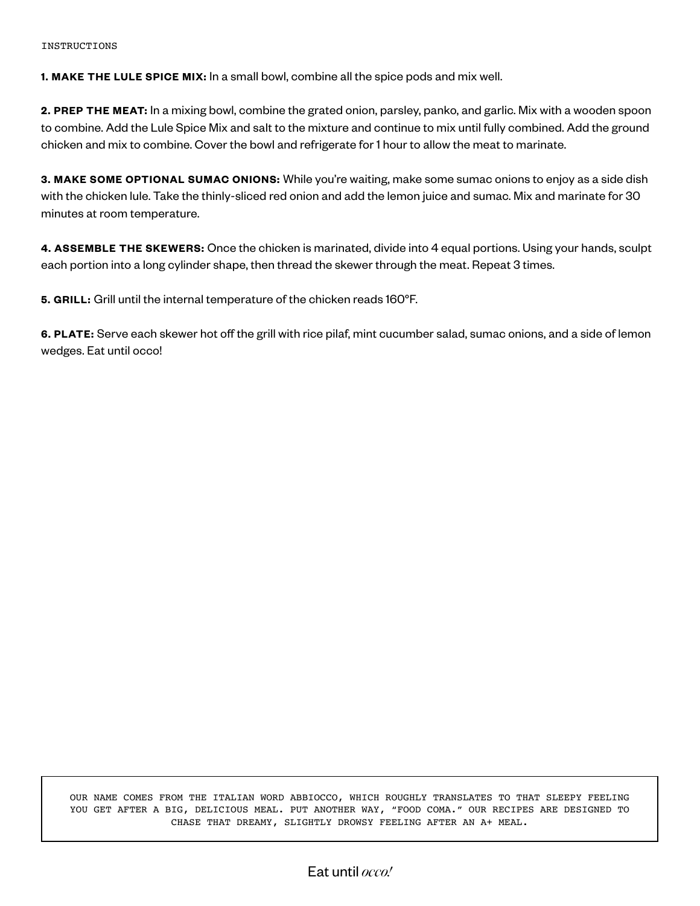INSTRUCTIONS

**1. MAKE THE LULE SPICE MIX:** In a small bowl, combine all the spice pods and mix well.

**2. PREP THE MEAT:** In a mixing bowl, combine the grated onion, parsley, panko, and garlic. Mix with a wooden spoon to combine. Add the Lule Spice Mix and salt to the mixture and continue to mix until fully combined. Add the ground chicken and mix to combine. Cover the bowl and refrigerate for 1 hour to allow the meat to marinate.

**3. MAKE SOME OPTIONAL SUMAC ONIONS:** While you're waiting, make some sumac onions to enjoy as a side dish with the chicken lule. Take the thinly-sliced red onion and add the lemon juice and sumac. Mix and marinate for 30 minutes at room temperature.

**4. ASSEMBLE THE SKEWERS:** Once the chicken is marinated, divide into 4 equal portions. Using your hands, sculpt each portion into a long cylinder shape, then thread the skewer through the meat. Repeat 3 times.

**5. GRILL:** Grill until the internal temperature of the chicken reads 160°F.

**6. PLATE:** Serve each skewer hot off the grill with rice pilaf, mint cucumber salad, sumac onions, and a side of lemon wedges. Eat until occo!

OUR NAME COMES FROM THE ITALIAN WORD ABBIOCCO, WHICH ROUGHLY TRANSLATES TO THAT SLEEPY FEELING YOU GET AFTER A BIG, DELICIOUS MEAL. PUT ANOTHER WAY, "FOOD COMA." OUR RECIPES ARE DESIGNED TO CHASE THAT DREAMY, SLIGHTLY DROWSY FEELING AFTER AN A+ MEAL.

Eat until *occo!*